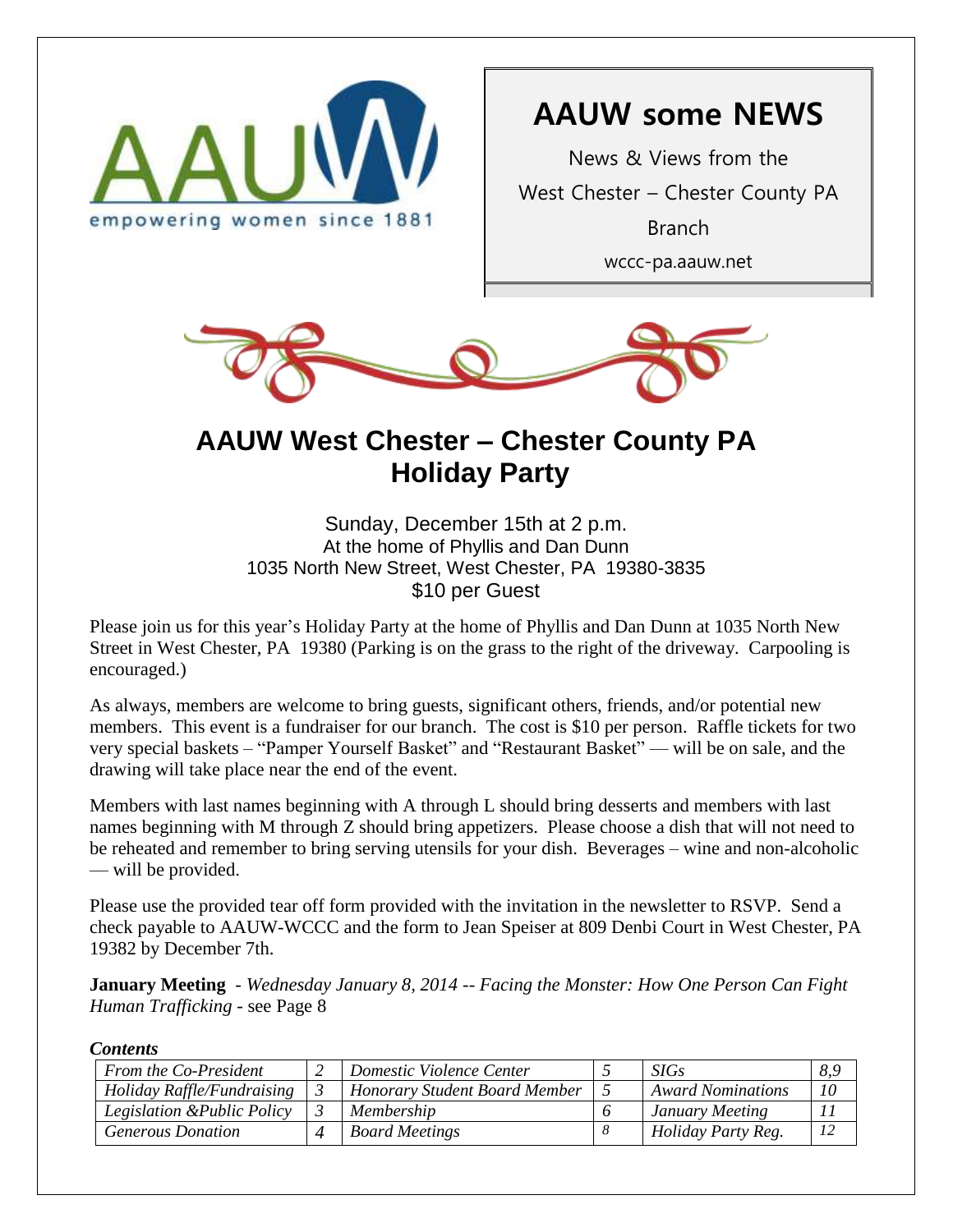AAUW

empowering women since 1881

# AAUW some NEWS

News & Views from the

West Chester – Chester County PA

Branch

wccc-pa.aauw.net

## AAUW West Chester – Chester County PA Holiday Party

Sunday, December 15th at 2 p.m.
At the home of Phyllis and Dan Dunn
1035 North New Street, West Chester, PA 19380-3835
$10 per Guest

Please join us for this year's Holiday Party at the home of Phyllis and Dan Dunn at 1035 North New Street in West Chester, PA 19380 (Parking is on the grass to the right of the driveway. Carpooling is encouraged.)

As always, members are welcome to bring guests, significant others, friends, and/or potential new members. This event is a fundraiser for our branch. The cost is $10 per person. Raffle tickets for two very special baskets – "Pamper Yourself Basket" and "Restaurant Basket" — will be on sale, and the drawing will take place near the end of the event.

Members with last names beginning with A through L should bring desserts and members with last names beginning with M through Z should bring appetizers. Please choose a dish that will not need to be reheated and remember to bring serving utensils for your dish. Beverages – wine and non-alcoholic — will be provided.

Please use the provided tear off form provided with the invitation in the newsletter to RSVP. Send a check payable to AAUW-WCCC and the form to Jean Speiser at 809 Denbi Court in West Chester, PA 19382 by December 7th.

**January Meeting** - *Wednesday January 8, 2014 -- Facing the Monster: How One Person Can Fight Human Trafficking* - see Page 8

***Contents***

| | | | | | |
|---|---|---|---|---|---|
| *From the Co-President* | *2* | *Domestic Violence Center* | *5* | *SIGs* | *8,9* |
| *Holiday Raffle/Fundraising* | *3* | *Honorary Student Board Member* | *5* | *Award Nominations* | *10* |
| *Legislation &Public Policy* | *3* | *Membership* | *6* | *January Meeting* | *11* |
| *Generous Donation* | *4* | *Board Meetings* | *8* | *Holiday Party Reg.* | *12* |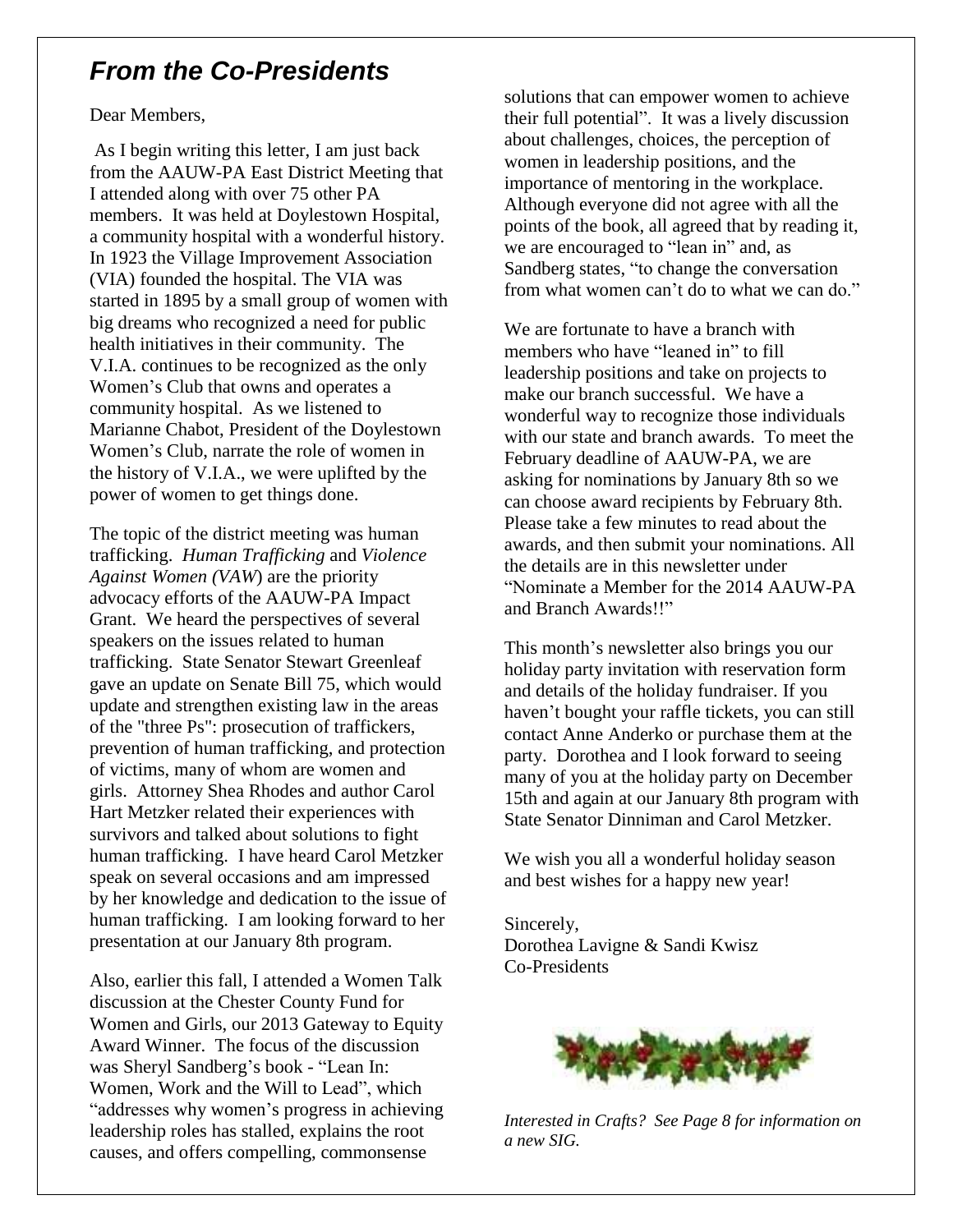## *From the Co-Presidents*

Dear Members,

As I begin writing this letter, I am just back from the AAUW-PA East District Meeting that I attended along with over 75 other PA members. It was held at Doylestown Hospital, a community hospital with a wonderful history. In 1923 the Village Improvement Association (VIA) founded the hospital. The VIA was started in 1895 by a small group of women with big dreams who recognized a need for public health initiatives in their community. The V.I.A. continues to be recognized as the only Women's Club that owns and operates a community hospital. As we listened to Marianne Chabot, President of the Doylestown Women's Club, narrate the role of women in the history of V.I.A., we were uplifted by the power of women to get things done.

The topic of the district meeting was human trafficking. *Human Trafficking* and *Violence Against Women (VAW*) are the priority advocacy efforts of the AAUW-PA Impact Grant. We heard the perspectives of several speakers on the issues related to human trafficking. State Senator Stewart Greenleaf gave an update on Senate Bill 75, which would update and strengthen existing law in the areas of the "three Ps": prosecution of traffickers, prevention of human trafficking, and protection of victims, many of whom are women and girls. Attorney Shea Rhodes and author Carol Hart Metzker related their experiences with survivors and talked about solutions to fight human trafficking. I have heard Carol Metzker speak on several occasions and am impressed by her knowledge and dedication to the issue of human trafficking. I am looking forward to her presentation at our January 8th program.

Also, earlier this fall, I attended a Women Talk discussion at the Chester County Fund for Women and Girls, our 2013 Gateway to Equity Award Winner. The focus of the discussion was Sheryl Sandberg's book - "Lean In: Women, Work and the Will to Lead", which "addresses why women's progress in achieving leadership roles has stalled, explains the root causes, and offers compelling, commonsense solutions that can empower women to achieve their full potential". It was a lively discussion about challenges, choices, the perception of women in leadership positions, and the importance of mentoring in the workplace. Although everyone did not agree with all the points of the book, all agreed that by reading it, we are encouraged to "lean in" and, as Sandberg states, "to change the conversation from what women can't do to what we can do."

We are fortunate to have a branch with members who have "leaned in" to fill leadership positions and take on projects to make our branch successful. We have a wonderful way to recognize those individuals with our state and branch awards. To meet the February deadline of AAUW-PA, we are asking for nominations by January 8th so we can choose award recipients by February 8th. Please take a few minutes to read about the awards, and then submit your nominations. All the details are in this newsletter under "Nominate a Member for the 2014 AAUW-PA and Branch Awards!!"

This month's newsletter also brings you our holiday party invitation with reservation form and details of the holiday fundraiser. If you haven't bought your raffle tickets, you can still contact Anne Anderko or purchase them at the party. Dorothea and I look forward to seeing many of you at the holiday party on December 15th and again at our January 8th program with State Senator Dinniman and Carol Metzker.

We wish you all a wonderful holiday season and best wishes for a happy new year!

Sincerely,
Dorothea Lavigne & Sandi Kwisz
Co-Presidents

*Interested in Crafts? See Page 8 for information on a new SIG.*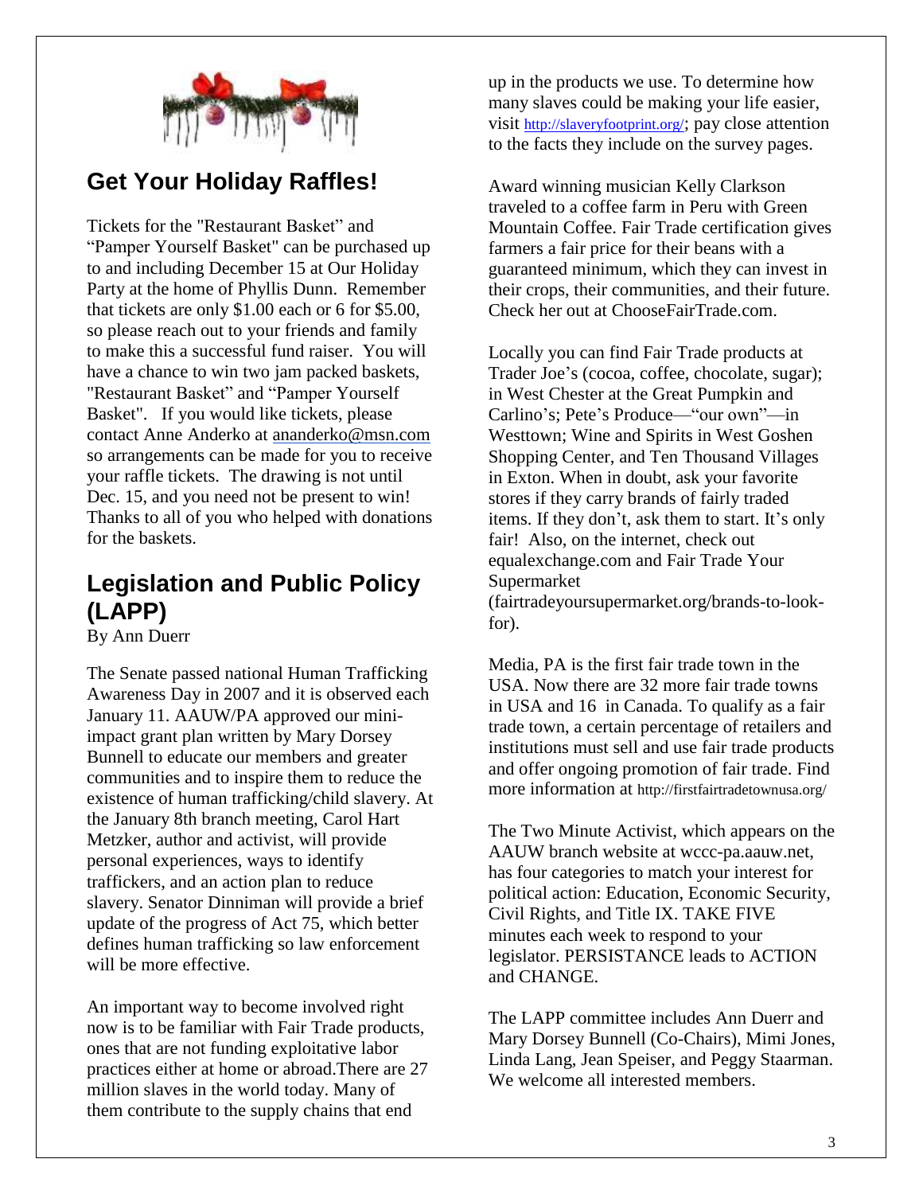## Get Your Holiday Raffles!

Tickets for the "Restaurant Basket" and "Pamper Yourself Basket" can be purchased up to and including December 15 at Our Holiday Party at the home of Phyllis Dunn. Remember that tickets are only $1.00 each or 6 for $5.00, so please reach out to your friends and family to make this a successful fund raiser. You will have a chance to win two jam packed baskets, "Restaurant Basket" and "Pamper Yourself Basket". If you would like tickets, please contact Anne Anderko at ananderko@msn.com so arrangements can be made for you to receive your raffle tickets. The drawing is not until Dec. 15, and you need not be present to win! Thanks to all of you who helped with donations for the baskets.

## Legislation and Public Policy (LAPP)

By Ann Duerr

The Senate passed national Human Trafficking Awareness Day in 2007 and it is observed each January 11. AAUW/PA approved our mini-impact grant plan written by Mary Dorsey Bunnell to educate our members and greater communities and to inspire them to reduce the existence of human trafficking/child slavery. At the January 8th branch meeting, Carol Hart Metzker, author and activist, will provide personal experiences, ways to identify traffickers, and an action plan to reduce slavery. Senator Dinniman will provide a brief update of the progress of Act 75, which better defines human trafficking so law enforcement will be more effective.

An important way to become involved right now is to be familiar with Fair Trade products, ones that are not funding exploitative labor practices either at home or abroad.There are 27 million slaves in the world today. Many of them contribute to the supply chains that end up in the products we use. To determine how many slaves could be making your life easier, visit http://slaveryfootprint.org/; pay close attention to the facts they include on the survey pages.

Award winning musician Kelly Clarkson traveled to a coffee farm in Peru with Green Mountain Coffee. Fair Trade certification gives farmers a fair price for their beans with a guaranteed minimum, which they can invest in their crops, their communities, and their future. Check her out at ChooseFairTrade.com.

Locally you can find Fair Trade products at Trader Joe's (cocoa, coffee, chocolate, sugar); in West Chester at the Great Pumpkin and Carlino's; Pete's Produce—"our own"—in Westtown; Wine and Spirits in West Goshen Shopping Center, and Ten Thousand Villages in Exton. When in doubt, ask your favorite stores if they carry brands of fairly traded items. If they don't, ask them to start. It's only fair! Also, on the internet, check out equalexchange.com and Fair Trade Your Supermarket (fairtradeyoursupermarket.org/brands-to-look-for).

Media, PA is the first fair trade town in the USA. Now there are 32 more fair trade towns in USA and 16 in Canada. To qualify as a fair trade town, a certain percentage of retailers and institutions must sell and use fair trade products and offer ongoing promotion of fair trade. Find more information at http://firstfairtradetownusa.org/

The Two Minute Activist, which appears on the AAUW branch website at wccc-pa.aauw.net, has four categories to match your interest for political action: Education, Economic Security, Civil Rights, and Title IX. TAKE FIVE minutes each week to respond to your legislator. PERSISTANCE leads to ACTION and CHANGE.

The LAPP committee includes Ann Duerr and Mary Dorsey Bunnell (Co-Chairs), Mimi Jones, Linda Lang, Jean Speiser, and Peggy Staarman. We welcome all interested members.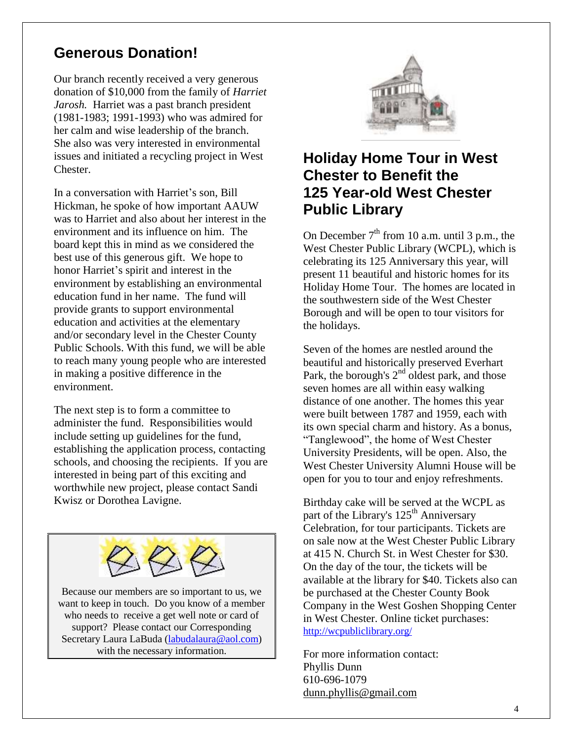## Generous Donation!

Our branch recently received a very generous donation of $10,000 from the family of *Harriet Jarosh.* Harriet was a past branch president (1981-1983; 1991-1993) who was admired for her calm and wise leadership of the branch. She also was very interested in environmental issues and initiated a recycling project in West Chester.

In a conversation with Harriet's son, Bill Hickman, he spoke of how important AAUW was to Harriet and also about her interest in the environment and its influence on him. The board kept this in mind as we considered the best use of this generous gift. We hope to honor Harriet's spirit and interest in the environment by establishing an environmental education fund in her name. The fund will provide grants to support environmental education and activities at the elementary and/or secondary level in the Chester County Public Schools. With this fund, we will be able to reach many young people who are interested in making a positive difference in the environment.

The next step is to form a committee to administer the fund. Responsibilities would include setting up guidelines for the fund, establishing the application process, contacting schools, and choosing the recipients. If you are interested in being part of this exciting and worthwhile new project, please contact Sandi Kwisz or Dorothea Lavigne.

Because our members are so important to us, we want to keep in touch. Do you know of a member who needs to receive a get well note or card of support? Please contact our Corresponding Secretary Laura LaBuda (labudalaura@aol.com) with the necessary information.

## Holiday Home Tour in West Chester to Benefit the 125 Year-old West Chester Public Library

On December 7th from 10 a.m. until 3 p.m., the West Chester Public Library (WCPL), which is celebrating its 125 Anniversary this year, will present 11 beautiful and historic homes for its Holiday Home Tour. The homes are located in the southwestern side of the West Chester Borough and will be open to tour visitors for the holidays.

Seven of the homes are nestled around the beautiful and historically preserved Everhart Park, the borough's 2nd oldest park, and those seven homes are all within easy walking distance of one another. The homes this year were built between 1787 and 1959, each with its own special charm and history. As a bonus, "Tanglewood", the home of West Chester University Presidents, will be open. Also, the West Chester University Alumni House will be open for you to tour and enjoy refreshments.

Birthday cake will be served at the WCPL as part of the Library's 125th Anniversary Celebration, for tour participants. Tickets are on sale now at the West Chester Public Library at 415 N. Church St. in West Chester for $30. On the day of the tour, the tickets will be available at the library for $40. Tickets also can be purchased at the Chester County Book Company in the West Goshen Shopping Center in West Chester. Online ticket purchases: http://wcpubliclibrary.org/

For more information contact:
Phyllis Dunn
610-696-1079
dunn.phyllis@gmail.com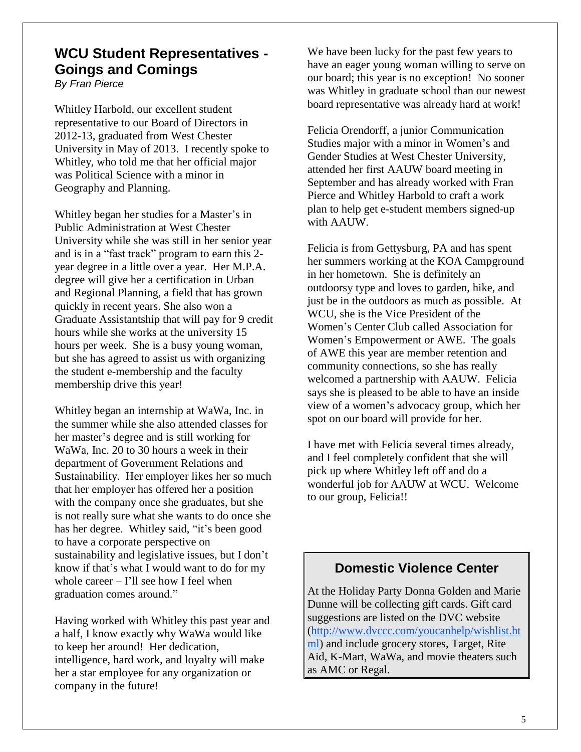## WCU Student Representatives - Goings and Comings

*By Fran Pierce*

Whitley Harbold, our excellent student representative to our Board of Directors in 2012-13, graduated from West Chester University in May of 2013. I recently spoke to Whitley, who told me that her official major was Political Science with a minor in Geography and Planning.

Whitley began her studies for a Master's in Public Administration at West Chester University while she was still in her senior year and is in a "fast track" program to earn this 2-year degree in a little over a year. Her M.P.A. degree will give her a certification in Urban and Regional Planning, a field that has grown quickly in recent years. She also won a Graduate Assistantship that will pay for 9 credit hours while she works at the university 15 hours per week. She is a busy young woman, but she has agreed to assist us with organizing the student e-membership and the faculty membership drive this year!

Whitley began an internship at WaWa, Inc. in the summer while she also attended classes for her master's degree and is still working for WaWa, Inc. 20 to 30 hours a week in their department of Government Relations and Sustainability. Her employer likes her so much that her employer has offered her a position with the company once she graduates, but she is not really sure what she wants to do once she has her degree. Whitley said, "it's been good to have a corporate perspective on sustainability and legislative issues, but I don't know if that's what I would want to do for my whole career – I'll see how I feel when graduation comes around."

Having worked with Whitley this past year and a half, I know exactly why WaWa would like to keep her around! Her dedication, intelligence, hard work, and loyalty will make her a star employee for any organization or company in the future!

We have been lucky for the past few years to have an eager young woman willing to serve on our board; this year is no exception! No sooner was Whitley in graduate school than our newest board representative was already hard at work!

Felicia Orendorff, a junior Communication Studies major with a minor in Women's and Gender Studies at West Chester University, attended her first AAUW board meeting in September and has already worked with Fran Pierce and Whitley Harbold to craft a work plan to help get e-student members signed-up with AAUW.

Felicia is from Gettysburg, PA and has spent her summers working at the KOA Campground in her hometown. She is definitely an outdoorsy type and loves to garden, hike, and just be in the outdoors as much as possible. At WCU, she is the Vice President of the Women's Center Club called Association for Women's Empowerment or AWE. The goals of AWE this year are member retention and community connections, so she has really welcomed a partnership with AAUW. Felicia says she is pleased to be able to have an inside view of a women's advocacy group, which her spot on our board will provide for her.

I have met with Felicia several times already, and I feel completely confident that she will pick up where Whitley left off and do a wonderful job for AAUW at WCU. Welcome to our group, Felicia!!

## Domestic Violence Center

At the Holiday Party Donna Golden and Marie Dunne will be collecting gift cards. Gift card suggestions are listed on the DVC website (http://www.dvccc.com/youcanhelp/wishlist.html) and include grocery stores, Target, Rite Aid, K-Mart, WaWa, and movie theaters such as AMC or Regal.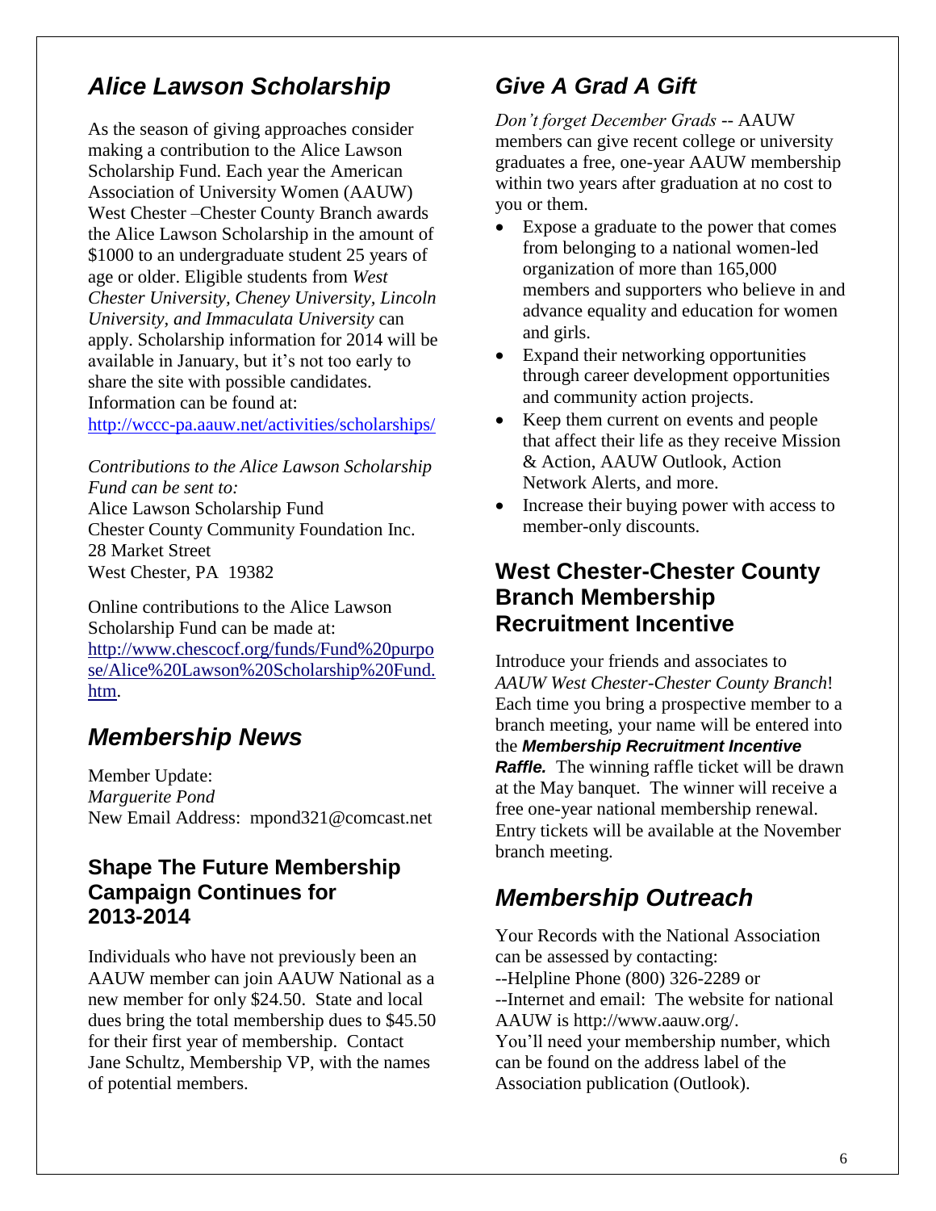## *Alice Lawson Scholarship*

As the season of giving approaches consider making a contribution to the Alice Lawson Scholarship Fund. Each year the American Association of University Women (AAUW) West Chester –Chester County Branch awards the Alice Lawson Scholarship in the amount of $1000 to an undergraduate student 25 years of age or older. Eligible students from *West Chester University, Cheney University, Lincoln University, and Immaculata University* can apply. Scholarship information for 2014 will be available in January, but it's not too early to share the site with possible candidates. Information can be found at: http://wccc-pa.aauw.net/activities/scholarships/

*Contributions to the Alice Lawson Scholarship Fund can be sent to:*
Alice Lawson Scholarship Fund
Chester County Community Foundation Inc.
28 Market Street
West Chester, PA 19382

Online contributions to the Alice Lawson Scholarship Fund can be made at: http://www.chescocf.org/funds/Fund%20purpose/Alice%20Lawson%20Scholarship%20Fund.htm.

## *Membership News*

Member Update:
*Marguerite Pond*
New Email Address: mpond321@comcast.net

### Shape The Future Membership Campaign Continues for 2013-2014

Individuals who have not previously been an AAUW member can join AAUW National as a new member for only $24.50. State and local dues bring the total membership dues to $45.50 for their first year of membership. Contact Jane Schultz, Membership VP, with the names of potential members.

## *Give A Grad A Gift*

*Don't forget December Grads* -- AAUW members can give recent college or university graduates a free, one-year AAUW membership within two years after graduation at no cost to you or them.

- Expose a graduate to the power that comes from belonging to a national women-led organization of more than 165,000 members and supporters who believe in and advance equality and education for women and girls.
- Expand their networking opportunities through career development opportunities and community action projects.
- Keep them current on events and people that affect their life as they receive Mission & Action, AAUW Outlook, Action Network Alerts, and more.
- Increase their buying power with access to member-only discounts.

### West Chester-Chester County Branch Membership Recruitment Incentive

Introduce your friends and associates to *AAUW West Chester-Chester County Branch*! Each time you bring a prospective member to a branch meeting, your name will be entered into the ***Membership Recruitment Incentive Raffle.*** The winning raffle ticket will be drawn at the May banquet. The winner will receive a free one-year national membership renewal. Entry tickets will be available at the November branch meeting.

## *Membership Outreach*

Your Records with the National Association can be assessed by contacting:
--Helpline Phone (800) 326-2289 or
--Internet and email: The website for national AAUW is http://www.aauw.org/.
You'll need your membership number, which can be found on the address label of the Association publication (Outlook).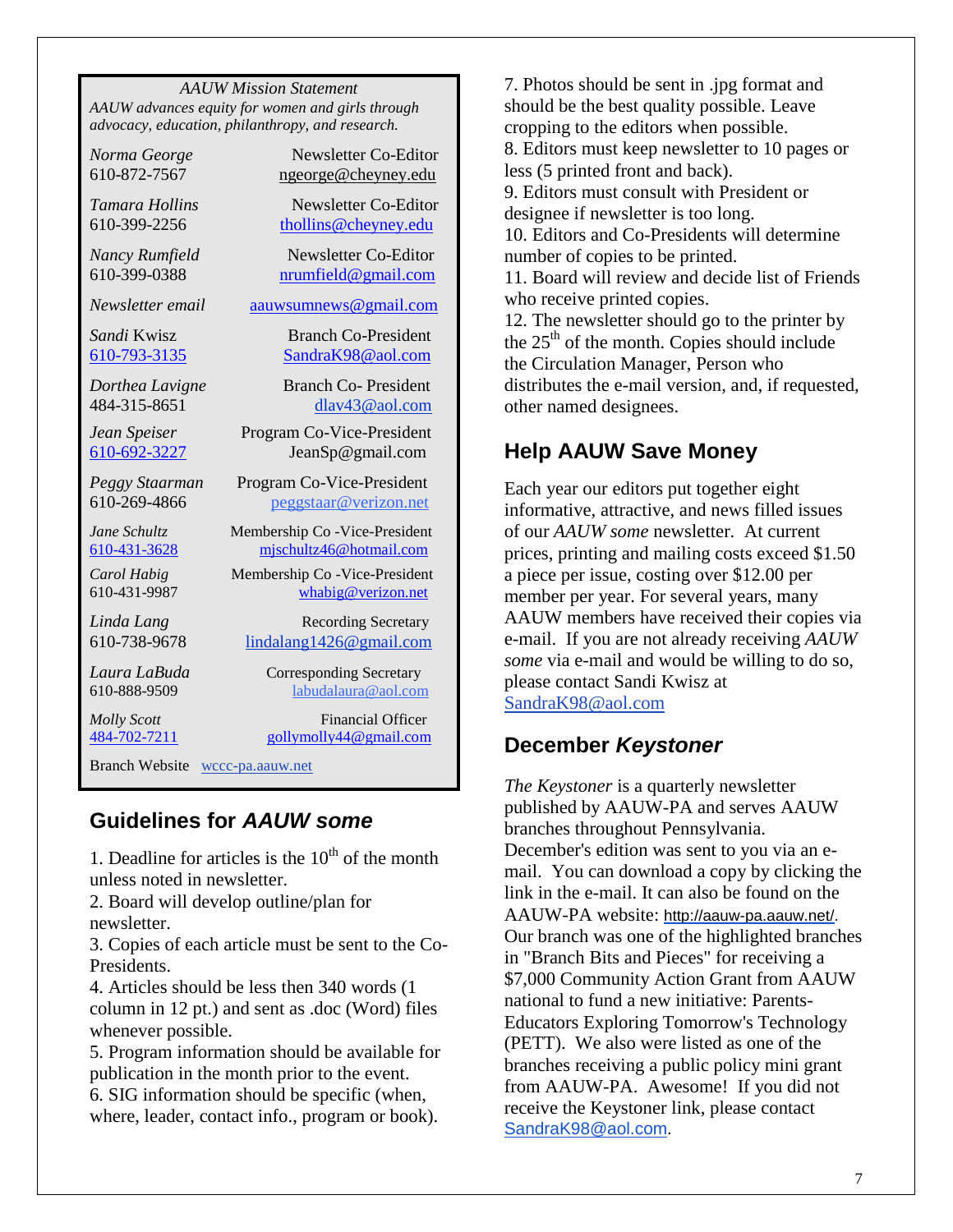*AAUW Mission Statement*

*AAUW advances equity for women and girls through advocacy, education, philanthropy, and research.*

| | |
|---|---|
| *Norma George* 610-872-7567 | Newsletter Co-Editor ngeorge@cheyney.edu |
| *Tamara Hollins* 610-399-2256 | Newsletter Co-Editor thollins@cheyney.edu |
| *Nancy Rumfield* 610-399-0388 | Newsletter Co-Editor nrumfield@gmail.com |
| *Newsletter email* | aauwsumnews@gmail.com |
| *Sandi* Kwisz 610-793-3135 | Branch Co-President SandraK98@aol.com |
| *Dorthea Lavigne* 484-315-8651 | Branch Co- President dlav43@aol.com |
| *Jean Speiser* 610-692-3227 | Program Co-Vice-President JeanSp@gmail.com |
| *Peggy Staarman* 610-269-4866 | Program Co-Vice-President peggstaar@verizon.net |
| *Jane Schultz* 610-431-3628 | Membership Co -Vice-President mjschultz46@hotmail.com |
| *Carol Habig* 610-431-9987 | Membership Co -Vice-President whabig@verizon.net |
| *Linda Lang* 610-738-9678 | Recording Secretary lindalang1426@gmail.com |
| *Laura LaBuda* 610-888-9509 | Corresponding Secretary labudalaura@aol.com |
| *Molly Scott* 484-702-7211 | Financial Officer gollymolly44@gmail.com |

Branch Website wccc-pa.aauw.net

## Guidelines for *AAUW some*

1. Deadline for articles is the 10th of the month unless noted in newsletter.
2. Board will develop outline/plan for newsletter.
3. Copies of each article must be sent to the Co-Presidents.
4. Articles should be less then 340 words (1 column in 12 pt.) and sent as .doc (Word) files whenever possible.
5. Program information should be available for publication in the month prior to the event.
6. SIG information should be specific (when, where, leader, contact info., program or book).
7. Photos should be sent in .jpg format and should be the best quality possible. Leave cropping to the editors when possible.
8. Editors must keep newsletter to 10 pages or less (5 printed front and back).
9. Editors must consult with President or designee if newsletter is too long.
10. Editors and Co-Presidents will determine number of copies to be printed.
11. Board will review and decide list of Friends who receive printed copies.
12. The newsletter should go to the printer by the 25th of the month. Copies should include the Circulation Manager, Person who distributes the e-mail version, and, if requested, other named designees.

## Help AAUW Save Money

Each year our editors put together eight informative, attractive, and news filled issues of our *AAUW some* newsletter. At current prices, printing and mailing costs exceed $1.50 a piece per issue, costing over $12.00 per member per year. For several years, many AAUW members have received their copies via e-mail. If you are not already receiving *AAUW some* via e-mail and would be willing to do so, please contact Sandi Kwisz at SandraK98@aol.com

## December *Keystoner*

*The Keystoner* is a quarterly newsletter published by AAUW-PA and serves AAUW branches throughout Pennsylvania. December's edition was sent to you via an e-mail. You can download a copy by clicking the link in the e-mail. It can also be found on the AAUW-PA website: http://aauw-pa.aauw.net/. Our branch was one of the highlighted branches in "Branch Bits and Pieces" for receiving a $7,000 Community Action Grant from AAUW national to fund a new initiative: Parents-Educators Exploring Tomorrow's Technology (PETT). We also were listed as one of the branches receiving a public policy mini grant from AAUW-PA. Awesome! If you did not receive the Keystoner link, please contact SandraK98@aol.com.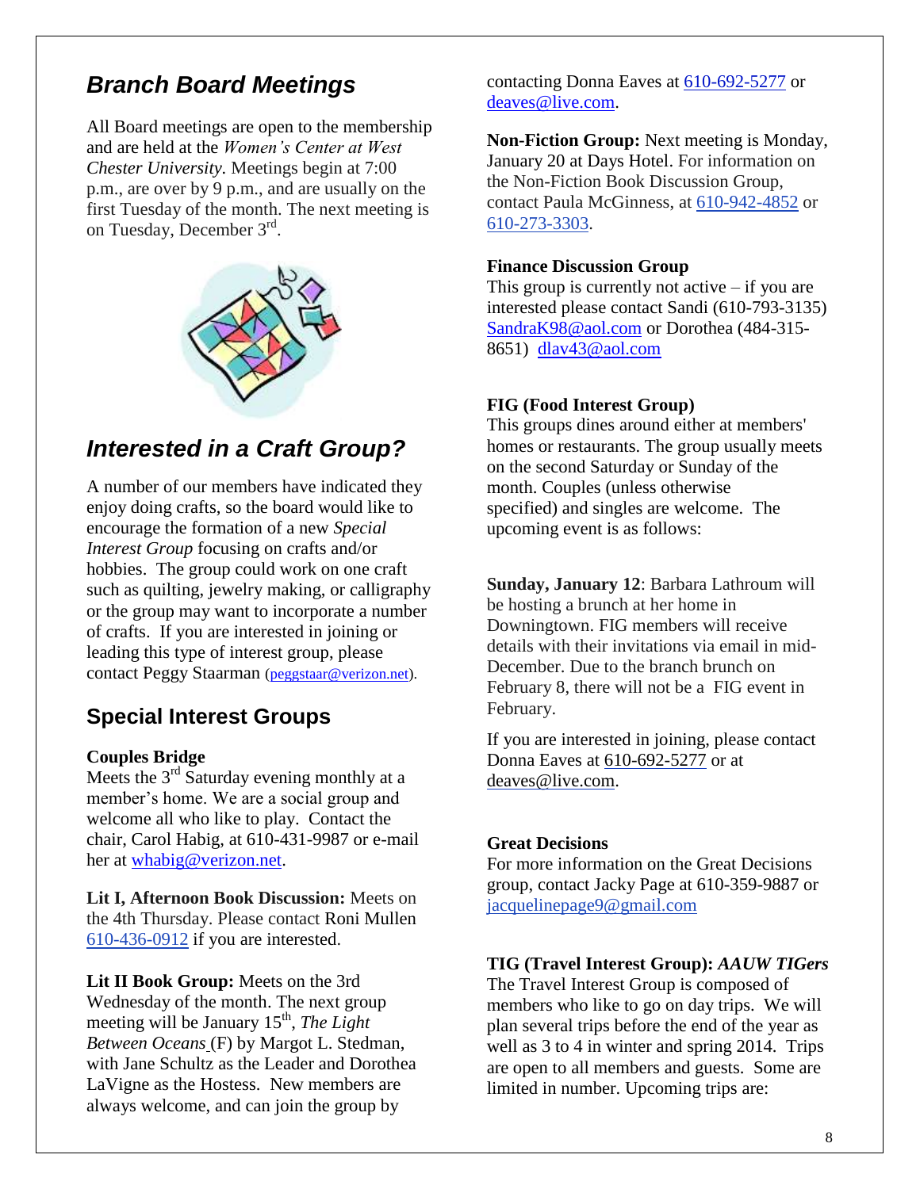## *Branch Board Meetings*

All Board meetings are open to the membership and are held at the *Women's Center at West Chester University.* Meetings begin at 7:00 p.m., are over by 9 p.m., and are usually on the first Tuesday of the month. The next meeting is on Tuesday, December 3rd.

## *Interested in a Craft Group?*

A number of our members have indicated they enjoy doing crafts, so the board would like to encourage the formation of a new *Special Interest Group* focusing on crafts and/or hobbies. The group could work on one craft such as quilting, jewelry making, or calligraphy or the group may want to incorporate a number of crafts. If you are interested in joining or leading this type of interest group, please contact Peggy Staarman (peggstaar@verizon.net).

## Special Interest Groups

**Couples Bridge**
Meets the 3rd Saturday evening monthly at a member's home. We are a social group and welcome all who like to play. Contact the chair, Carol Habig, at 610-431-9987 or e-mail her at whabig@verizon.net.

**Lit I, Afternoon Book Discussion:** Meets on the 4th Thursday. Please contact Roni Mullen 610-436-0912 if you are interested.

**Lit II Book Group:** Meets on the 3rd Wednesday of the month. The next group meeting will be January 15th, *The Light Between Oceans* (F) by Margot L. Stedman, with Jane Schultz as the Leader and Dorothea LaVigne as the Hostess. New members are always welcome, and can join the group by contacting Donna Eaves at 610-692-5277 or deaves@live.com.

**Non-Fiction Group:** Next meeting is Monday, January 20 at Days Hotel. For information on the Non-Fiction Book Discussion Group, contact Paula McGinness, at 610-942-4852 or 610-273-3303.

**Finance Discussion Group**
This group is currently not active – if you are interested please contact Sandi (610-793-3135) SandraK98@aol.com or Dorothea (484-315-8651) dlav43@aol.com

**FIG (Food Interest Group)**
This groups dines around either at members' homes or restaurants. The group usually meets on the second Saturday or Sunday of the month. Couples (unless otherwise specified) and singles are welcome. The upcoming event is as follows:

**Sunday, January 12**: Barbara Lathroum will be hosting a brunch at her home in Downingtown. FIG members will receive details with their invitations via email in mid-December. Due to the branch brunch on February 8, there will not be a FIG event in February.

If you are interested in joining, please contact Donna Eaves at 610-692-5277 or at deaves@live.com.

**Great Decisions**
For more information on the Great Decisions group, contact Jacky Page at 610-359-9887 or jacquelinepage9@gmail.com

**TIG (Travel Interest Group):** ***AAUW TIGers***
The Travel Interest Group is composed of members who like to go on day trips. We will plan several trips before the end of the year as well as 3 to 4 in winter and spring 2014. Trips are open to all members and guests. Some are limited in number. Upcoming trips are: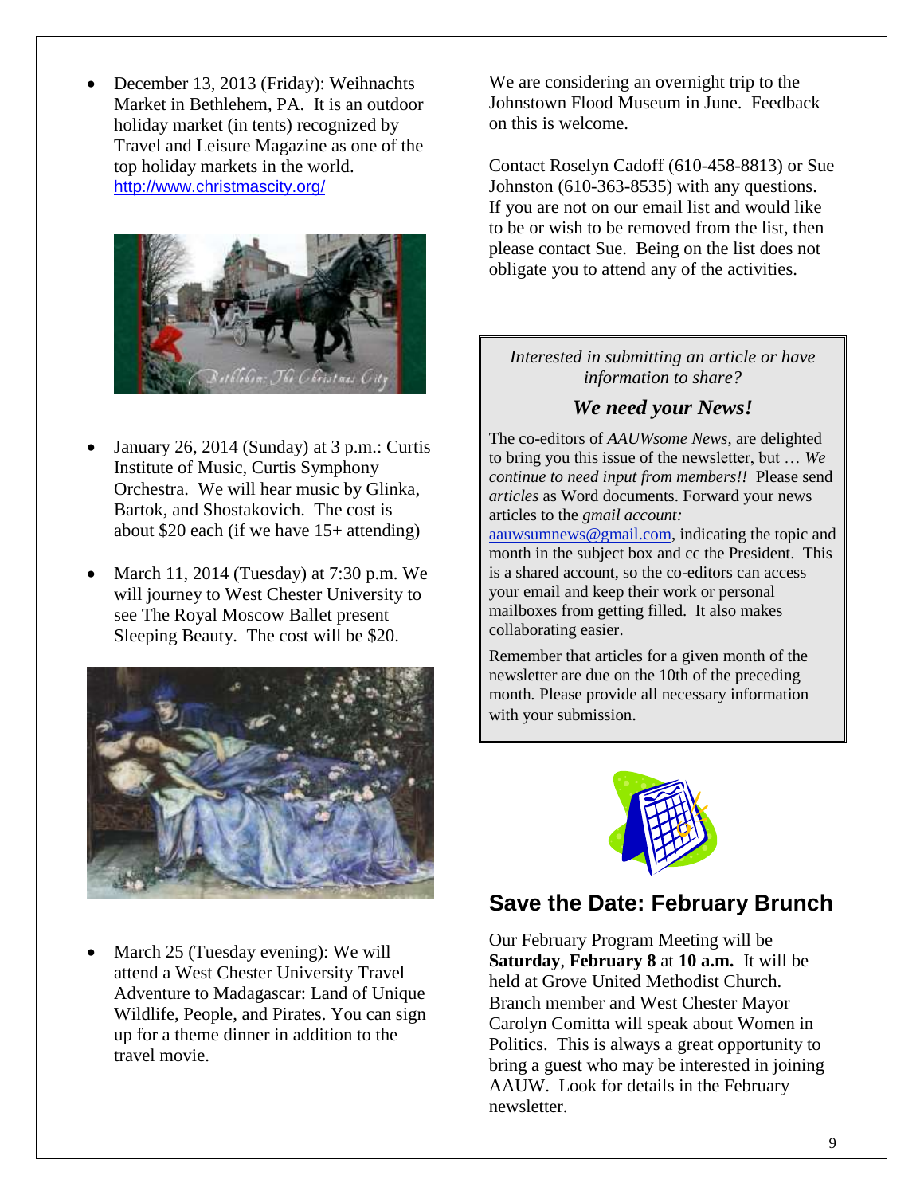- December 13, 2013 (Friday): Weihnachts Market in Bethlehem, PA. It is an outdoor holiday market (in tents) recognized by Travel and Leisure Magazine as one of the top holiday markets in the world. http://www.christmascity.org/

- January 26, 2014 (Sunday) at 3 p.m.: Curtis Institute of Music, Curtis Symphony Orchestra. We will hear music by Glinka, Bartok, and Shostakovich. The cost is about $20 each (if we have 15+ attending)

- March 11, 2014 (Tuesday) at 7:30 p.m. We will journey to West Chester University to see The Royal Moscow Ballet present Sleeping Beauty. The cost will be $20.

- March 25 (Tuesday evening): We will attend a West Chester University Travel Adventure to Madagascar: Land of Unique Wildlife, People, and Pirates. You can sign up for a theme dinner in addition to the travel movie.

We are considering an overnight trip to the Johnstown Flood Museum in June. Feedback on this is welcome.

Contact Roselyn Cadoff (610-458-8813) or Sue Johnston (610-363-8535) with any questions. If you are not on our email list and would like to be or wish to be removed from the list, then please contact Sue. Being on the list does not obligate you to attend any of the activities.

*Interested in submitting an article or have information to share?*

***We need your News!***

The co-editors of *AAUWsome News*, are delighted to bring you this issue of the newsletter, but … *We continue to need input from members!!* Please send *articles* as Word documents. Forward your news articles to the *gmail account:* aauwsumnews@gmail.com, indicating the topic and month in the subject box and cc the President. This is a shared account, so the co-editors can access your email and keep their work or personal mailboxes from getting filled. It also makes collaborating easier.

Remember that articles for a given month of the newsletter are due on the 10th of the preceding month. Please provide all necessary information with your submission.

## Save the Date: February Brunch

Our February Program Meeting will be **Saturday**, **February 8** at **10 a.m.** It will be held at Grove United Methodist Church. Branch member and West Chester Mayor Carolyn Comitta will speak about Women in Politics. This is always a great opportunity to bring a guest who may be interested in joining AAUW. Look for details in the February newsletter.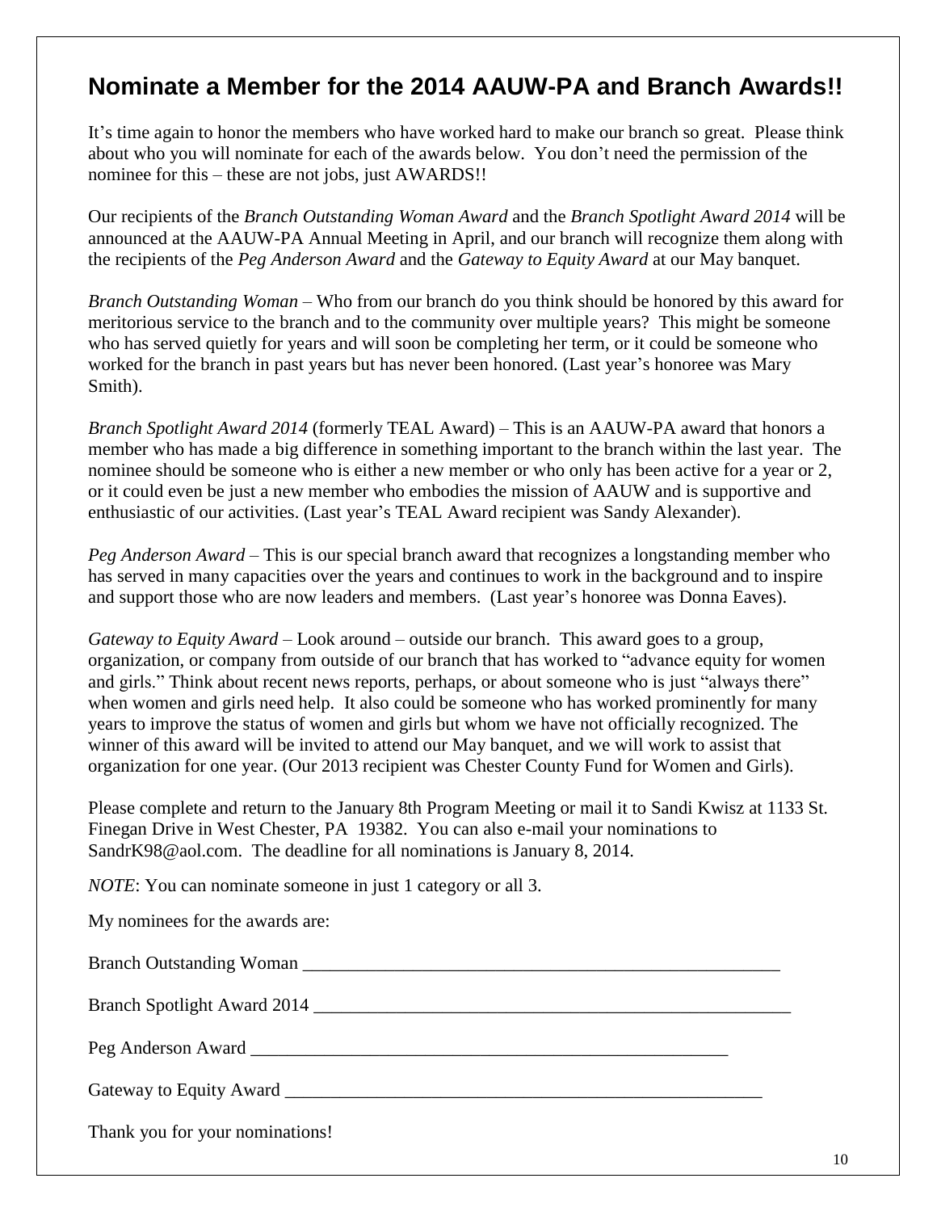## Nominate a Member for the 2014 AAUW-PA and Branch Awards!!

It's time again to honor the members who have worked hard to make our branch so great. Please think about who you will nominate for each of the awards below. You don't need the permission of the nominee for this – these are not jobs, just AWARDS!!

Our recipients of the *Branch Outstanding Woman Award* and the *Branch Spotlight Award 2014* will be announced at the AAUW-PA Annual Meeting in April, and our branch will recognize them along with the recipients of the *Peg Anderson Award* and the *Gateway to Equity Award* at our May banquet.

*Branch Outstanding Woman* – Who from our branch do you think should be honored by this award for meritorious service to the branch and to the community over multiple years? This might be someone who has served quietly for years and will soon be completing her term, or it could be someone who worked for the branch in past years but has never been honored. (Last year's honoree was Mary Smith).

*Branch Spotlight Award 2014* (formerly TEAL Award) – This is an AAUW-PA award that honors a member who has made a big difference in something important to the branch within the last year. The nominee should be someone who is either a new member or who only has been active for a year or 2, or it could even be just a new member who embodies the mission of AAUW and is supportive and enthusiastic of our activities. (Last year's TEAL Award recipient was Sandy Alexander).

*Peg Anderson Award* – This is our special branch award that recognizes a longstanding member who has served in many capacities over the years and continues to work in the background and to inspire and support those who are now leaders and members. (Last year's honoree was Donna Eaves).

*Gateway to Equity Award* – Look around – outside our branch. This award goes to a group, organization, or company from outside of our branch that has worked to "advance equity for women and girls." Think about recent news reports, perhaps, or about someone who is just "always there" when women and girls need help. It also could be someone who has worked prominently for many years to improve the status of women and girls but whom we have not officially recognized. The winner of this award will be invited to attend our May banquet, and we will work to assist that organization for one year. (Our 2013 recipient was Chester County Fund for Women and Girls).

Please complete and return to the January 8th Program Meeting or mail it to Sandi Kwisz at 1133 St. Finegan Drive in West Chester, PA 19382. You can also e-mail your nominations to SandrK98@aol.com. The deadline for all nominations is January 8, 2014.

*NOTE*: You can nominate someone in just 1 category or all 3.

My nominees for the awards are:

Branch Outstanding Woman ______________________________________________________

Branch Spotlight Award 2014 ____________________________________________________

Peg Anderson Award ___________________________________________________________

Gateway to Equity Award _______________________________________________________

Thank you for your nominations!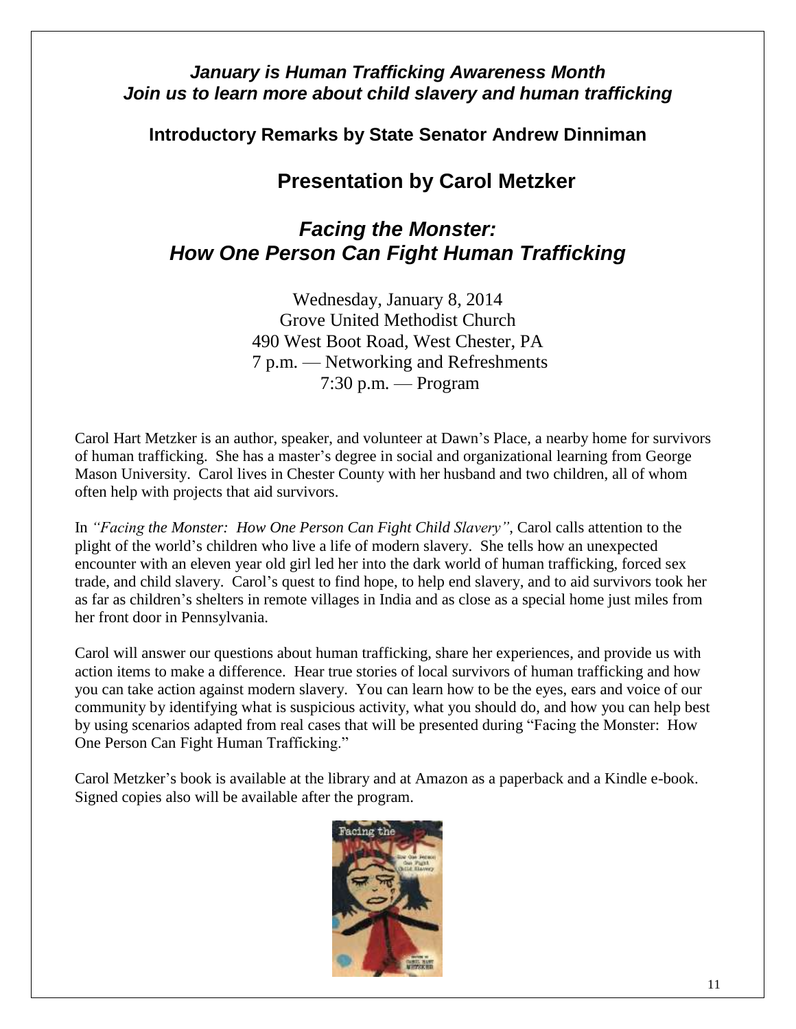***January is Human Trafficking Awareness Month***
***Join us to learn more about child slavery and human trafficking***

**Introductory Remarks by State Senator Andrew Dinniman**

## Presentation by Carol Metzker

## *Facing the Monster: How One Person Can Fight Human Trafficking*

Wednesday, January 8, 2014
Grove United Methodist Church
490 West Boot Road, West Chester, PA
7 p.m. — Networking and Refreshments
7:30 p.m. — Program

Carol Hart Metzker is an author, speaker, and volunteer at Dawn's Place, a nearby home for survivors of human trafficking. She has a master's degree in social and organizational learning from George Mason University. Carol lives in Chester County with her husband and two children, all of whom often help with projects that aid survivors.

In *"Facing the Monster: How One Person Can Fight Child Slavery"*, Carol calls attention to the plight of the world's children who live a life of modern slavery. She tells how an unexpected encounter with an eleven year old girl led her into the dark world of human trafficking, forced sex trade, and child slavery. Carol's quest to find hope, to help end slavery, and to aid survivors took her as far as children's shelters in remote villages in India and as close as a special home just miles from her front door in Pennsylvania.

Carol will answer our questions about human trafficking, share her experiences, and provide us with action items to make a difference. Hear true stories of local survivors of human trafficking and how you can take action against modern slavery. You can learn how to be the eyes, ears and voice of our community by identifying what is suspicious activity, what you should do, and how you can help best by using scenarios adapted from real cases that will be presented during "Facing the Monster: How One Person Can Fight Human Trafficking."

Carol Metzker's book is available at the library and at Amazon as a paperback and a Kindle e-book. Signed copies also will be available after the program.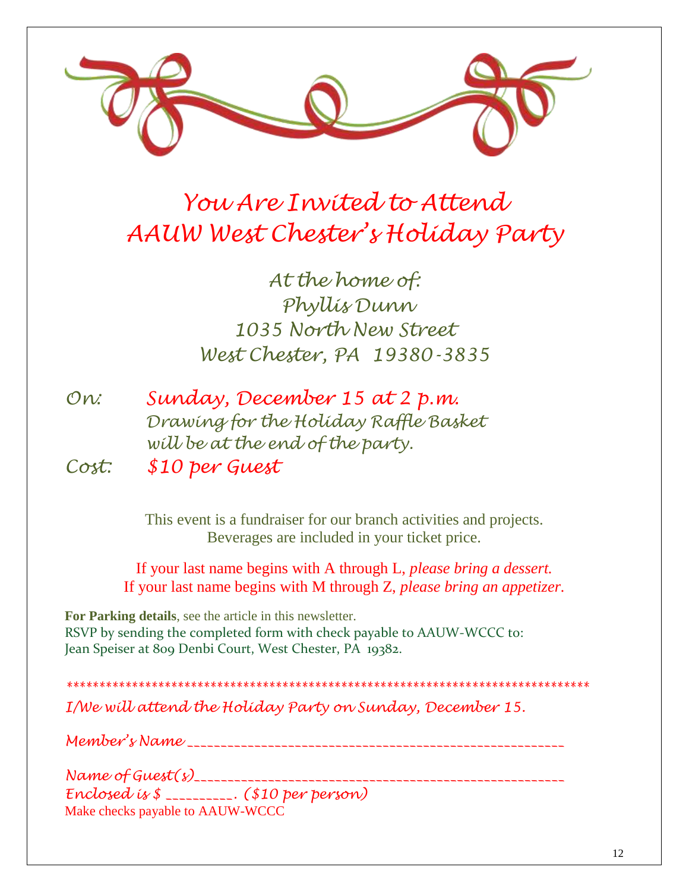# You Are Invited to Attend
# AAUW West Chester's Holiday Party

*At the home of:*
*Phyllis Dunn*
*1035 North New Street*
*West Chester, PA 19380-3835*

*On:* *Sunday, December 15 at 2 p.m.*
*Drawing for the Holiday Raffle Basket will be at the end of the party.*

*Cost:* *$10 per Guest*

This event is a fundraiser for our branch activities and projects.
Beverages are included in your ticket price.

If your last name begins with A through L, *please bring a dessert.*
If your last name begins with M through Z, *please bring an appetizer*.

**For Parking details**, see the article in this newsletter.
RSVP by sending the completed form with check payable to AAUW-WCCC to:
Jean Speiser at 809 Denbi Court, West Chester, PA 19382.

*******************************************************************************

*I/We will attend the Holiday Party on Sunday, December 15.*

*Member's Name* _______________________________________________________

*Name of Guest(s)*______________________________________________________
*Enclosed is $ __________. ($10 per person)*
Make checks payable to AAUW-WCCC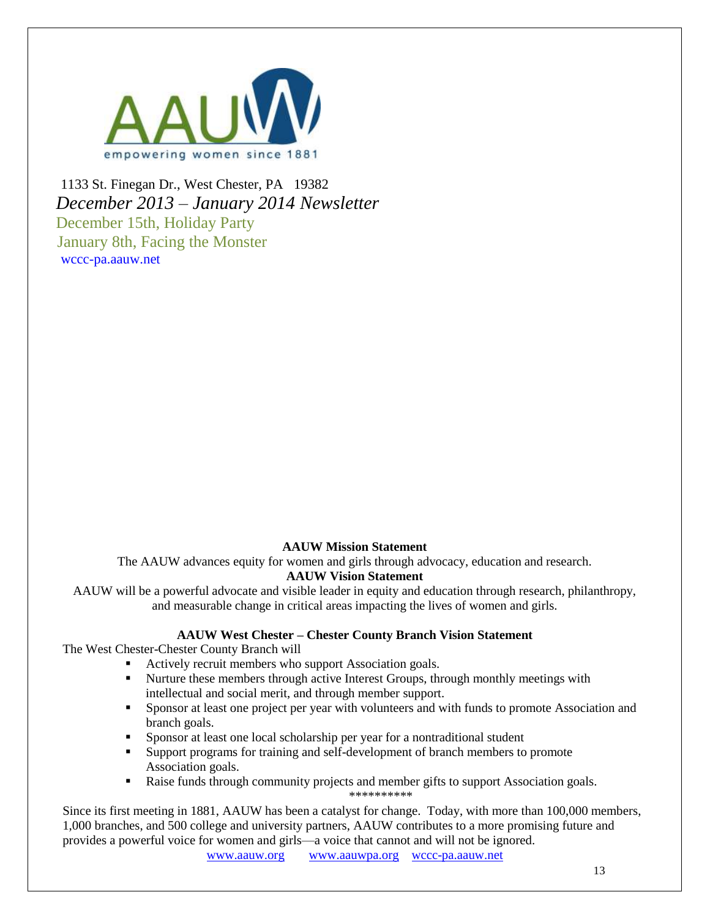AAUW

empowering women since 1881

1133 St. Finegan Dr., West Chester, PA 19382

*December 2013 – January 2014 Newsletter*

December 15th, Holiday Party

January 8th, Facing the Monster

wccc-pa.aauw.net

**AAUW Mission Statement**

The AAUW advances equity for women and girls through advocacy, education and research.

**AAUW Vision Statement**

AAUW will be a powerful advocate and visible leader in equity and education through research, philanthropy, and measurable change in critical areas impacting the lives of women and girls.

**AAUW West Chester – Chester County Branch Vision Statement**

The West Chester-Chester County Branch will

- Actively recruit members who support Association goals.
- Nurture these members through active Interest Groups, through monthly meetings with intellectual and social merit, and through member support.
- Sponsor at least one project per year with volunteers and with funds to promote Association and branch goals.
- Sponsor at least one local scholarship per year for a nontraditional student
- Support programs for training and self-development of branch members to promote Association goals.
- Raise funds through community projects and member gifts to support Association goals.

**********

Since its first meeting in 1881, AAUW has been a catalyst for change. Today, with more than 100,000 members, 1,000 branches, and 500 college and university partners, AAUW contributes to a more promising future and provides a powerful voice for women and girls—a voice that cannot and will not be ignored.

www.aauw.org www.aauwpa.org wccc-pa.aauw.net